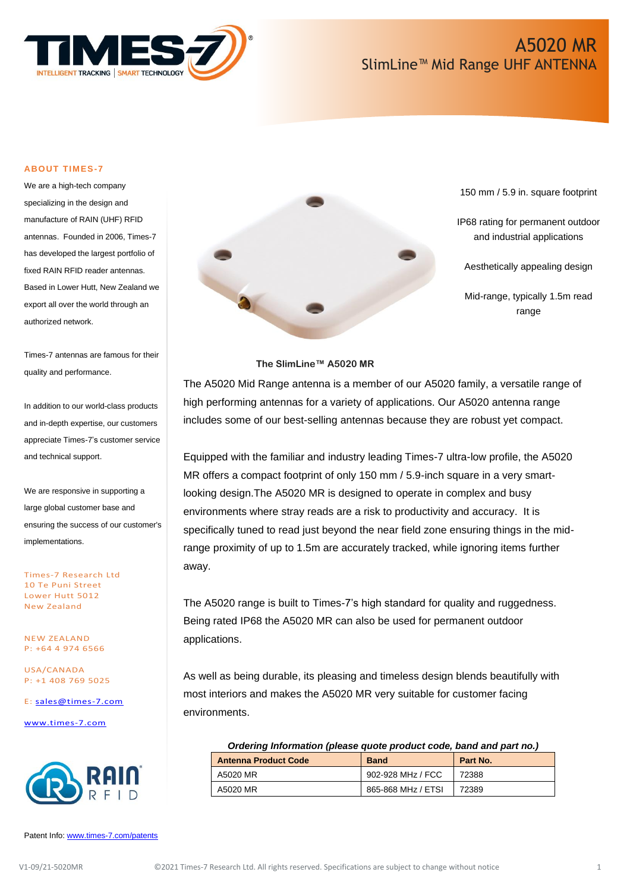# A5020 MR

## SlimLine™ Mid Range UHF ANTENNA

### ABOUT TIMES-7

We are a high-tech company specializing in the design and manufacture of RAIN (UHF) RFID antennas. Founded in 2006, Times-7 has developed the largest portfolio of fixed RAIN RFID reader antennas. Based in Lower Hutt, New Zealand we export all over the world through an authorized network.

Times-7 antennas are famous for their quality and performance.

In addition to our world-class products and in-depth expertise, our customers appreciate Times-7's customer service and technical support.

We are responsive in supporting a large global customer base and ensuring the success of our customer's implementations.

Times-7 Research Ltd
10 Te Puni Street
Lower Hutt 5012
New Zealand

NEW ZEALAND
P: +64 4 974 6566

USA/CANADA
P: +1 408 769 5025

E: sales@times-7.com

www.times-7.com

Patent Info: www.times-7.com/patents

---

- 150 mm / 5.9 in. square footprint
- IP68 rating for permanent outdoor and industrial applications
- Aesthetically appealing design
- Mid-range, typically 1.5m read range

**The SlimLine™ A5020 MR**

The A5020 Mid Range antenna is a member of our A5020 family, a versatile range of high performing antennas for a variety of applications. Our A5020 antenna range includes some of our best-selling antennas because they are robust yet compact.

Equipped with the familiar and industry leading Times-7 ultra-low profile, the A5020 MR offers a compact footprint of only 150 mm / 5.9-inch square in a very smart-looking design.The A5020 MR is designed to operate in complex and busy environments where stray reads are a risk to productivity and accuracy. It is specifically tuned to read just beyond the near field zone ensuring things in the mid-range proximity of up to 1.5m are accurately tracked, while ignoring items further away.

The A5020 range is built to Times-7's high standard for quality and ruggedness. Being rated IP68 the A5020 MR can also be used for permanent outdoor applications.

As well as being durable, its pleasing and timeless design blends beautifully with most interiors and makes the A5020 MR very suitable for customer facing environments.

***Ordering Information (please quote product code, band and part no.)***

| Antenna Product Code | Band | Part No. |
|---|---|---|
| A5020 MR | 902-928 MHz / FCC | 72388 |
| A5020 MR | 865-868 MHz / ETSI | 72389 |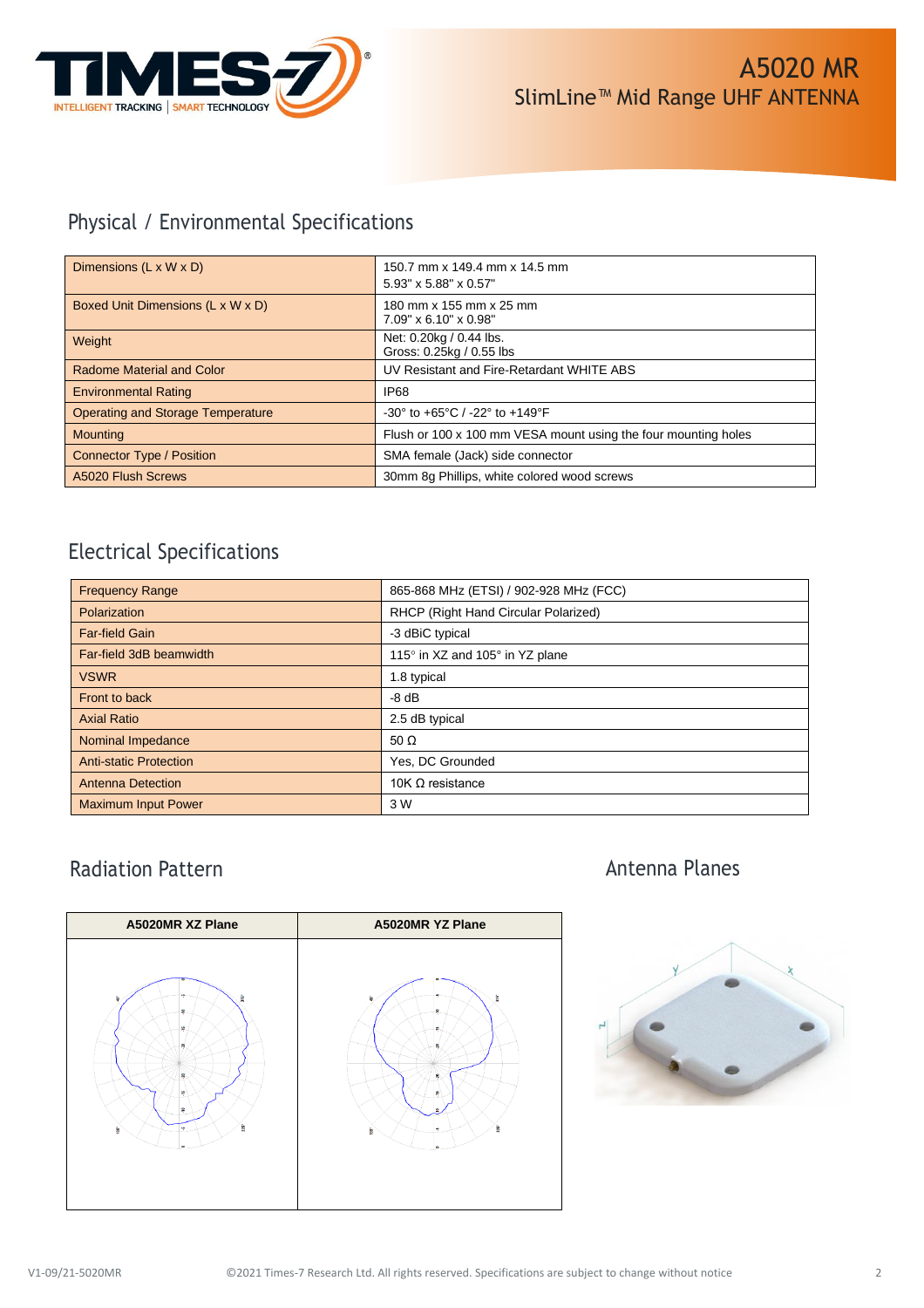# A5020 MR
## SlimLine™ Mid Range UHF ANTENNA

## Physical / Environmental Specifications

| | |
|---|---|
| Dimensions (L x W x D) | 150.7 mm x 149.4 mm x 14.5 mm<br>5.93" x 5.88" x 0.57" |
| Boxed Unit Dimensions (L x W x D) | 180 mm x 155 mm x 25 mm<br>7.09" x 6.10" x 0.98" |
| Weight | Net: 0.20kg / 0.44 lbs.<br>Gross: 0.25kg / 0.55 lbs |
| Radome Material and Color | UV Resistant and Fire-Retardant WHITE ABS |
| Environmental Rating | IP68 |
| Operating and Storage Temperature | -30° to +65°C / -22° to +149°F |
| Mounting | Flush or 100 x 100 mm VESA mount using the four mounting holes |
| Connector Type / Position | SMA female (Jack) side connector |
| A5020 Flush Screws | 30mm 8g Phillips, white colored wood screws |

## Electrical Specifications

| | |
|---|---|
| Frequency Range | 865-868 MHz (ETSI) / 902-928 MHz (FCC) |
| Polarization | RHCP (Right Hand Circular Polarized) |
| Far-field Gain | -3 dBiC typical |
| Far-field 3dB beamwidth | 115° in XZ and 105° in YZ plane |
| VSWR | 1.8 typical |
| Front to back | -8 dB |
| Axial Ratio | 2.5 dB typical |
| Nominal Impedance | 50 Ω |
| Anti-static Protection | Yes, DC Grounded |
| Antenna Detection | 10K Ω resistance |
| Maximum Input Power | 3 W |

## Radiation Pattern

| A5020MR XZ Plane | A5020MR YZ Plane |
|---|---|
| | |

## Antenna Planes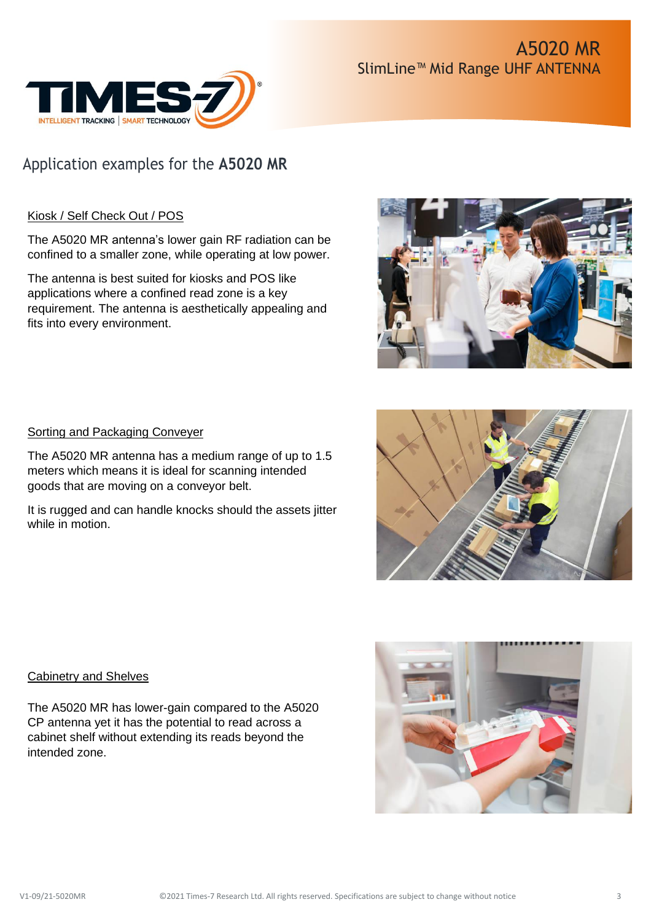# A5020 MR

SlimLine™ Mid Range UHF ANTENNA

## Application examples for the **A5020 MR**

### Kiosk / Self Check Out / POS

The A5020 MR antenna's lower gain RF radiation can be confined to a smaller zone, while operating at low power.

The antenna is best suited for kiosks and POS like applications where a confined read zone is a key requirement. The antenna is aesthetically appealing and fits into every environment.

### Sorting and Packaging Conveyer

The A5020 MR antenna has a medium range of up to 1.5 meters which means it is ideal for scanning intended goods that are moving on a conveyor belt.

It is rugged and can handle knocks should the assets jitter while in motion.

### Cabinetry and Shelves

The A5020 MR has lower-gain compared to the A5020 CP antenna yet it has the potential to read across a cabinet shelf without extending its reads beyond the intended zone.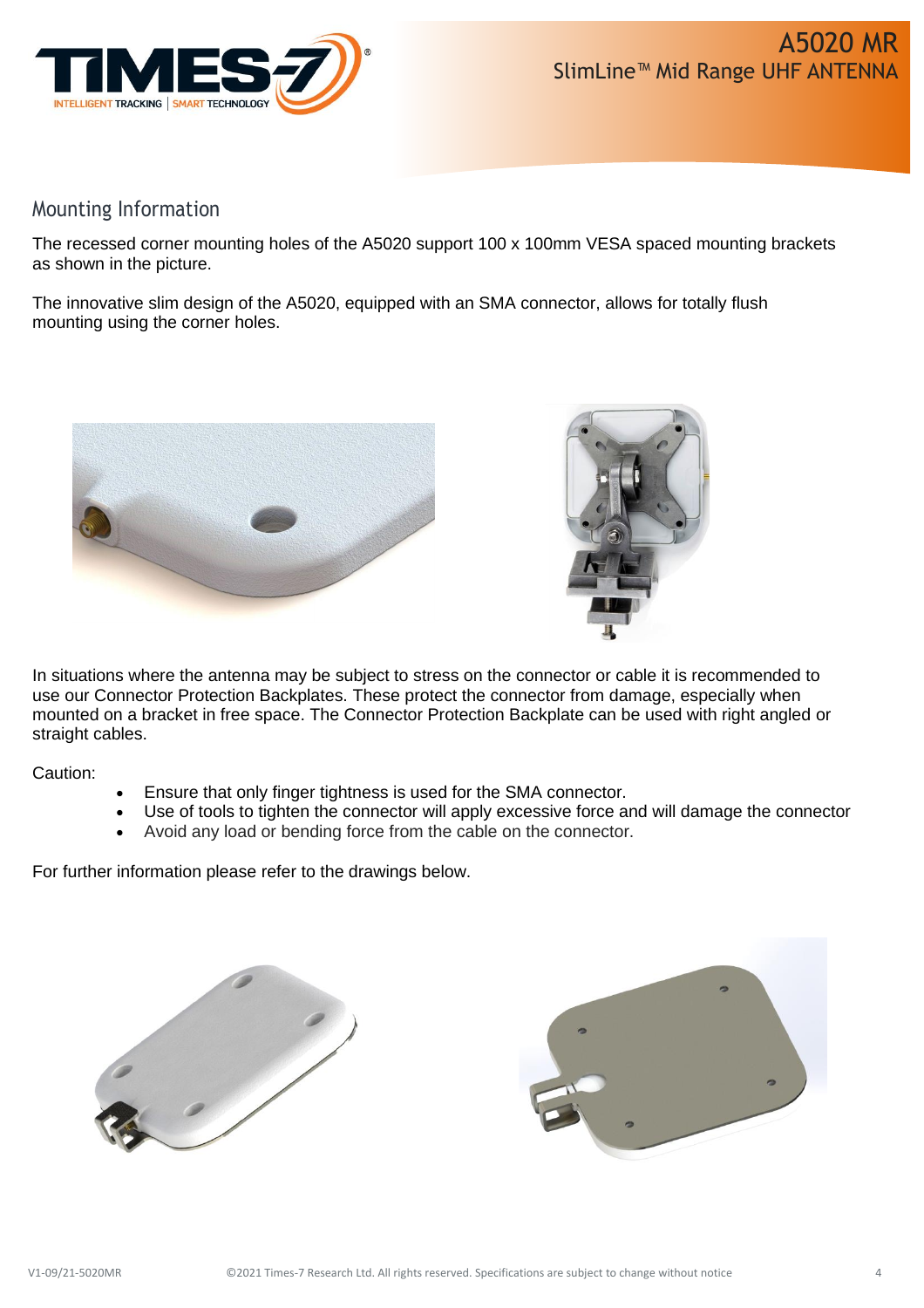## Mounting Information

The recessed corner mounting holes of the A5020 support 100 x 100mm VESA spaced mounting brackets as shown in the picture.

The innovative slim design of the A5020, equipped with an SMA connector, allows for totally flush mounting using the corner holes.

In situations where the antenna may be subject to stress on the connector or cable it is recommended to use our Connector Protection Backplates. These protect the connector from damage, especially when mounted on a bracket in free space. The Connector Protection Backplate can be used with right angled or straight cables.

Caution:

- Ensure that only finger tightness is used for the SMA connector.
- Use of tools to tighten the connector will apply excessive force and will damage the connector
- Avoid any load or bending force from the cable on the connector.

For further information please refer to the drawings below.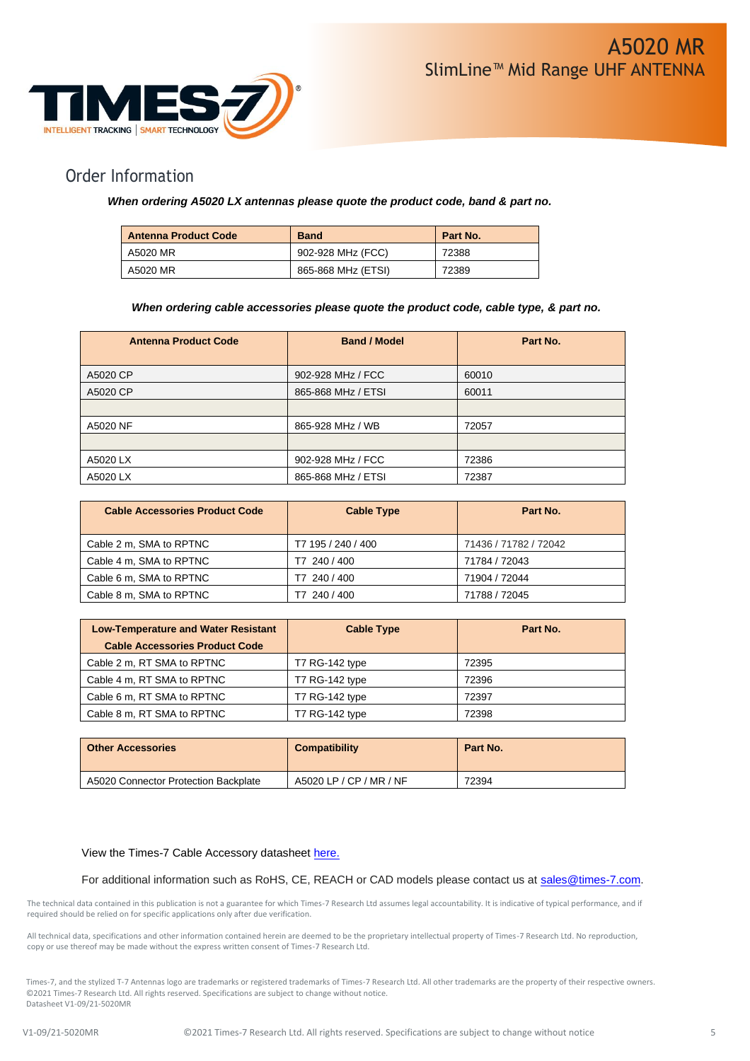# A5020 MR
## SlimLine™ Mid Range UHF ANTENNA

## Order Information

***When ordering A5020 LX antennas please quote the product code, band & part no.***

| Antenna Product Code | Band | Part No. |
|---|---|---|
| A5020 MR | 902-928 MHz (FCC) | 72388 |
| A5020 MR | 865-868 MHz (ETSI) | 72389 |

***When ordering cable accessories please quote the product code, cable type, & part no.***

| Antenna Product Code | Band / Model | Part No. |
|---|---|---|
| A5020 CP | 902-928 MHz / FCC | 60010 |
| A5020 CP | 865-868 MHz / ETSI | 60011 |
| | | |
| A5020 NF | 865-928 MHz / WB | 72057 |
| | | |
| A5020 LX | 902-928 MHz / FCC | 72386 |
| A5020 LX | 865-868 MHz / ETSI | 72387 |

| Cable Accessories Product Code | Cable Type | Part No. |
|---|---|---|
| Cable 2 m, SMA to RPTNC | T7 195 / 240 / 400 | 71436 / 71782 / 72042 |
| Cable 4 m, SMA to RPTNC | T7 240 / 400 | 71784 / 72043 |
| Cable 6 m, SMA to RPTNC | T7 240 / 400 | 71904 / 72044 |
| Cable 8 m, SMA to RPTNC | T7 240 / 400 | 71788 / 72045 |

| Low-Temperature and Water Resistant Cable Accessories Product Code | Cable Type | Part No. |
|---|---|---|
| Cable 2 m, RT SMA to RPTNC | T7 RG-142 type | 72395 |
| Cable 4 m, RT SMA to RPTNC | T7 RG-142 type | 72396 |
| Cable 6 m, RT SMA to RPTNC | T7 RG-142 type | 72397 |
| Cable 8 m, RT SMA to RPTNC | T7 RG-142 type | 72398 |

| Other Accessories | Compatibility | Part No. |
|---|---|---|
| A5020 Connector Protection Backplate | A5020 LP / CP / MR / NF | 72394 |

View the Times-7 Cable Accessory datasheet here.

For additional information such as RoHS, CE, REACH or CAD models please contact us at sales@times-7.com.

The technical data contained in this publication is not a guarantee for which Times-7 Research Ltd assumes legal accountability. It is indicative of typical performance, and if required should be relied on for specific applications only after due verification.

All technical data, specifications and other information contained herein are deemed to be the proprietary intellectual property of Times-7 Research Ltd. No reproduction, copy or use thereof may be made without the express written consent of Times-7 Research Ltd.

Times-7, and the stylized T-7 Antennas logo are trademarks or registered trademarks of Times-7 Research Ltd. All other trademarks are the property of their respective owners.
©2021 Times-7 Research Ltd. All rights reserved. Specifications are subject to change without notice.
Datasheet V1-09/21-5020MR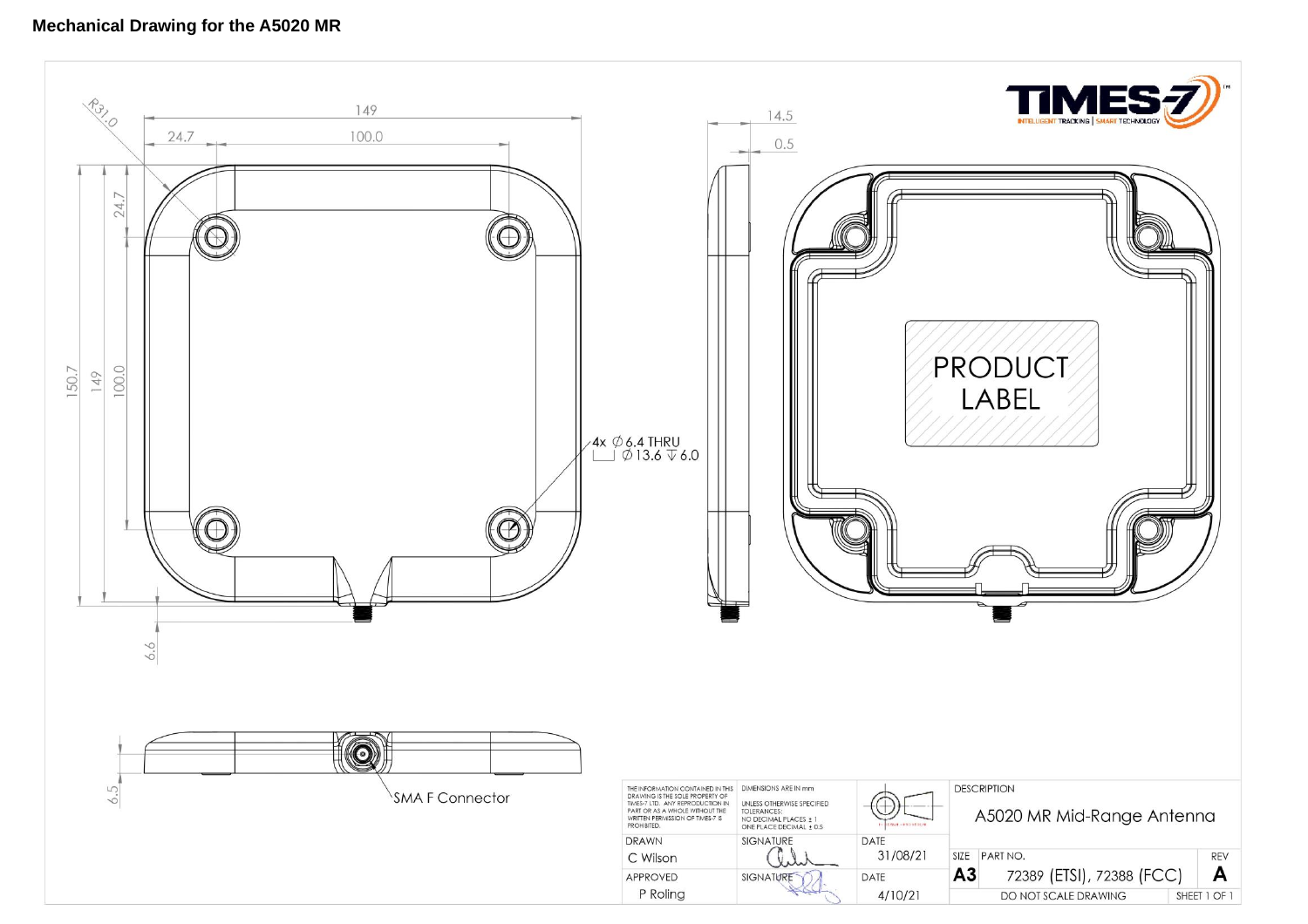**Mechanical Drawing for the A5020 MR**

R31.0

149

24.7

100.0

14.5

0.5

24.7

150.7

149

100.0

4x ∅6.4 THRU
⌴ ∅13.6 ↧6.0

PRODUCT LABEL

6.6

6.5

SMA F Connector

| THE INFORMATION CONTAINED IN THIS DRAWING IS THE SOLE PROPERTY OF TIMES-7 LTD. ANY REPRODUCTION IN PART OR AS A WHOLE WITHOUT THE WRITTEN PERMISSION OF TIMES-7 IS PROHIBITED. | DIMENSIONS ARE IN mm UNLESS OTHERWISE SPECIFIED TOLERANCES: NO DECIMAL PLACES ± 1 ONE PLACE DECIMAL ± 0.5 | | DESCRIPTION | |
|---|---|---|---|---|
| | | | A5020 MR Mid-Range Antenna | |
| DRAWN | SIGNATURE | DATE | SIZE | PART NO. / REV |
| C Wilson | | 31/08/21 | A3 | 72389 (ETSI), 72388 (FCC) / A |
| APPROVED | SIGNATURE | DATE | | |
| P Roling | | 4/10/21 | DO NOT SCALE DRAWING | SHEET 1 OF 1 |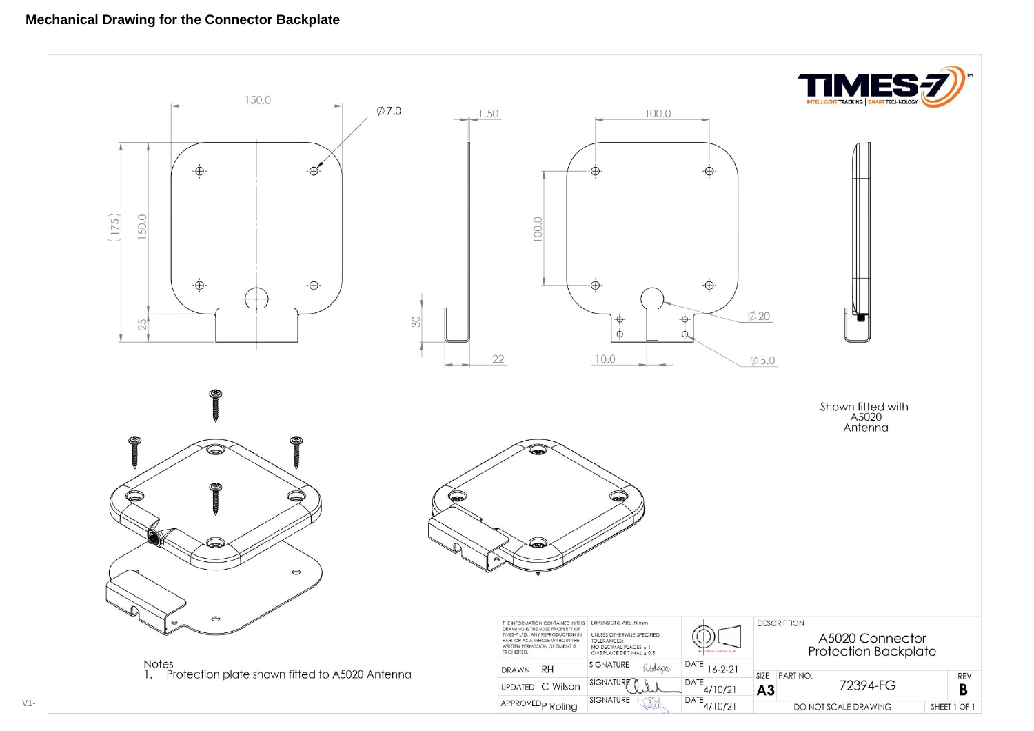# Mechanical Drawing for the Connector Backplate

150.0

∅7.0

1.50

100.0

(175)

150.0

100.0

25

30

22

10.0

∅20

∅5.0

Shown fitted with A5020 Antenna

Notes
1. Protection plate shown fitted to A5020 Antenna

| | | | | | | | |
|---|---|---|---|---|---|---|---|
| THE INFORMATION CONTAINED IN THIS DRAWING IS THE SOLE PROPERTY OF TIMES-7 LTD. ANY REPRODUCTION IN PART OR AS A WHOLE WITHOUT THE WRITTEN PERMISSION OF TIMES-7 IS PROHIBITED. | DIMENSIONS ARE IN mm<br>UNLESS OTHERWISE SPECIFIED TOLERANCES:<br>NO DECIMAL PLACES ± 1<br>ONE PLACE DECIMAL ± 0.5 | | DESCRIPTION | A5020 Connector Protection Backplate | | |
| DRAWN RH | SIGNATURE | DATE 16-2-21 | SIZE | PART NO. | | REV |
| UPDATED C Wilson | SIGNATURE | DATE 4/10/21 | A3 | 72394-FG | | B |
| APPROVED P Roling | SIGNATURE | DATE 4/10/21 | DO NOT SCALE DRAWING | | SHEET 1 OF 1 | |

V1-